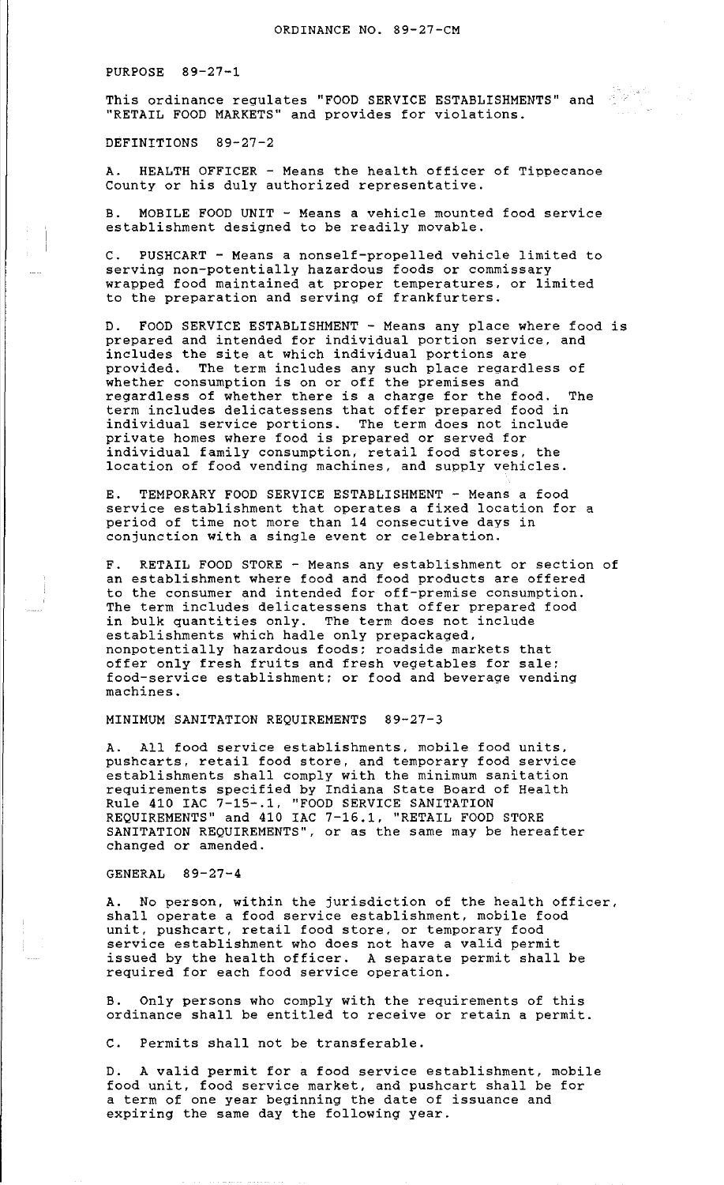# ORDINANCE NO. 89-27-CM

## PURPOSE 89-27-1

This ordinance regulates "FOOD SERVICE ESTABLISHMENTS" and "RETAIL FOOD MARKETS" and provides for violations.

## DEFINITIONS 89-27-2

A. HEALTH OFFICER - Means the health officer of Tippecanoe County or his duly authorized representative.

B. MOBILE FOOD UNIT - Means a vehicle mounted food service establishment designed to be readily movable.

C. PUSHCART - Means a nonself-propelled vehicle limited to serving non-potentially hazardous foods or commissary wrapped food maintained at proper temperatures, or limited to the preparation and serving of frankfurters.

D. FOOD SERVICE ESTABLISHMENT - Means any place where food is prepared and intended for individual portion service, and includes the site at which individual portions are provided. The term includes any such place regardless of whether consumption is on or off the premises and regardless of whether there is a charge for the food. The term includes delicatessens that offer prepared food in individual service portions. The term does not include private homes where food is prepared or served for individual family consumption, retail food stores, the location of food vending machines, and supply vehicles.

E. TEMPORARY FOOD SERVICE ESTABLISHMENT - Means a food service establishment that operates a fixed location for a period of time not more than 14 consecutive days in conjunction with a single event or celebration.

F. RETAIL FOOD STORE - Means any establishment or section of an establishment where food and food products are offered to the consumer and intended for off-premise consumption. The term includes delicatessens that offer prepared food in bulk quantities only. The term does not include establishments which hadle only prepackaged, nonpotentially hazardous foods; roadside markets that offer only fresh fruits and fresh vegetables for sale; food-service establishment; or food and beverage vending machines.

## MINIMUM SANITATION REQUIREMENTS 89-27-3

A. All food service establishments, mobile food units, pushcarts, retail food store, and temporary food service establishments shall comply with the minimum sanitation requirements specified by Indiana State Board of Health Rule 410 IAC 7-15-.1, "FOOD SERVICE SANITATION REQUIREMENTS" and 410 IAC 7-16.1, "RETAIL FOOD STORE SANITATION REQUIREMENTS", or as the same may be hereafter changed or amended.

## GENERAL 89-27-4

A. No person, within the jurisdiction of the health officer, shall operate a food service establishment, mobile food unit, pushcart, retail food store, or temporary food service establishment who does not have a valid permit issued by the health officer. A separate permit shall be required for each food service operation.

B. Only persons who comply with the requirements of this ordinance shall be entitled to receive or retain a permit.

C. Permits shall not be transferable.

D. A valid permit for a food service establishment, mobile food unit, food service market, and pushcart shall be for a term of one year beginning the date of issuance and expiring the same day the following year.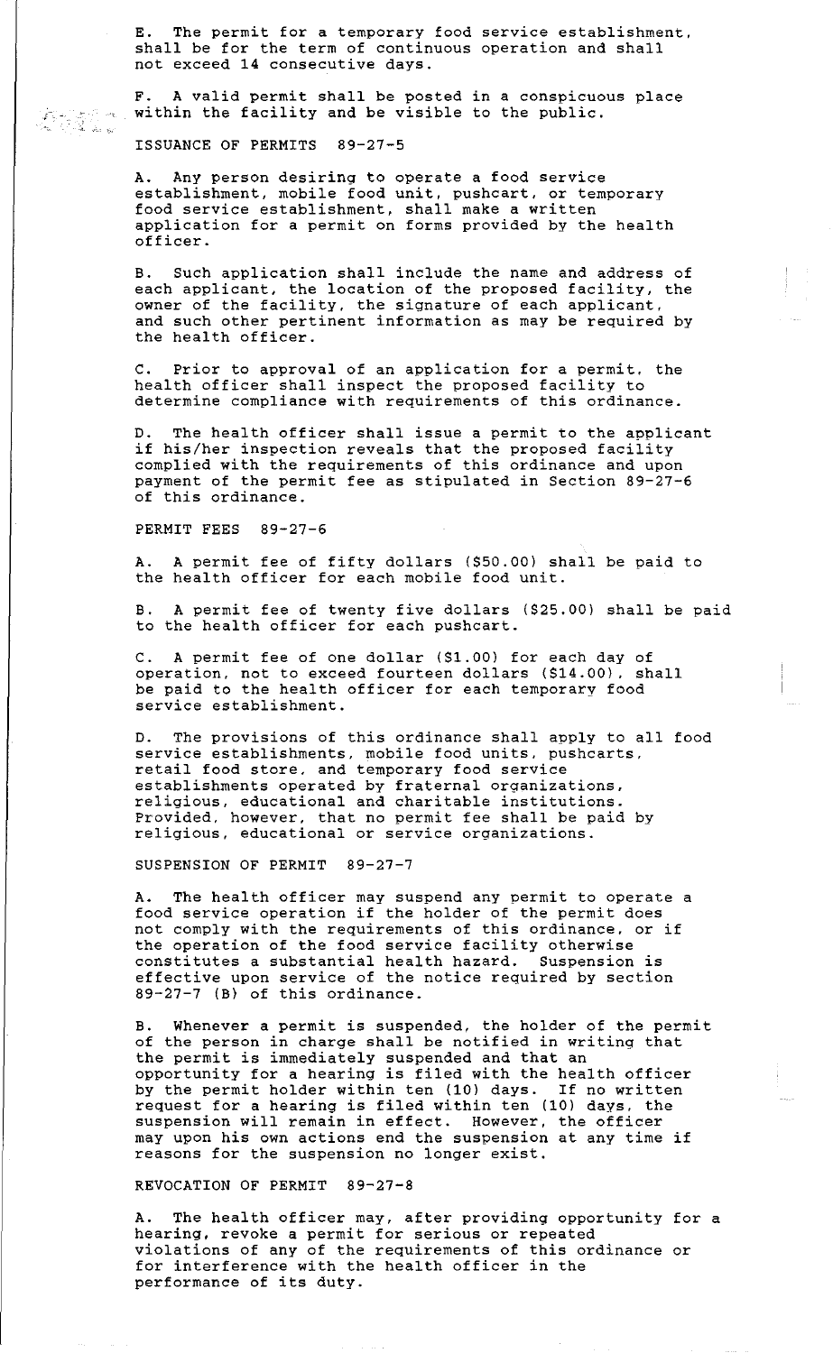E. The permit for a temporary food service establishment, shall be for the term of continuous operation and shall not exceed 14 consecutive days.

F. A valid permit shall be posted in a conspicuous place within the facility and be visible to the public.

ISSUANCE OF PERMITS 89-27-5

A. Any person desiring to operate a food service establishment, mobile food unit, pushcart, or temporary food service establishment, shall make a written application for a permit on forms provided by the health officer.

B. Such application shall include the name and address of each applicant, the location of the proposed facility, the owner of the facility, the signature of each applicant, and such other pertinent information as may be required by the health officer.

C. Prior to approval of an application for a permit, the health officer shall inspect the proposed facility to determine compliance with requirements of this ordinance.

D. The health officer shall issue a permit to the applicant if his/her inspection reveals that the proposed facility complied with the requirements of this ordinance and upon payment of the permit fee as stipulated in Section 89-27-6 of this ordinance.

PERMIT FEES 89-27-6

A. A permit fee of fifty dollars ($50.00) shall be paid to the health officer for each mobile food unit.

B. A permit fee of twenty five dollars ($25.00) shall be paid to the health officer for each pushcart.

C. A permit fee of one dollar ($1.00) for each day of operation, not to exceed fourteen dollars ($14.00), shall be paid to the health officer for each temporary food service establishment.

D. The provisions of this ordinance shall apply to all food service establishments, mobile food units, pushcarts, retail food store, and temporary food service establishments operated by fraternal organizations, religious, educational and charitable institutions. Provided, however, that no permit fee shall be paid by religious, educational or service organizations.

SUSPENSION OF PERMIT 89-27-7

A. The health officer may suspend any permit to operate a food service operation if the holder of the permit does not comply with the requirements of this ordinance, or if the operation of the food service facility otherwise constitutes a substantial health hazard. Suspension is effective upon service of the notice required by section 89-27-7 (B) of this ordinance.

B. Whenever a permit is suspended, the holder of the permit of the person in charge shall be notified in writing that the permit is immediately suspended and that an opportunity for a hearing is filed with the health officer by the permit holder within ten (10) days. If no written request for a hearing is filed within ten (10) days, the suspension will remain in effect. However, the officer may upon his own actions end the suspension at any time if reasons for the suspension no longer exist.

REVOCATION OF PERMIT 89-27-8

A. The health officer may, after providing opportunity for a hearing, revoke a permit for serious or repeated violations of any of the requirements of this ordinance or for interference with the health officer in the performance of its duty.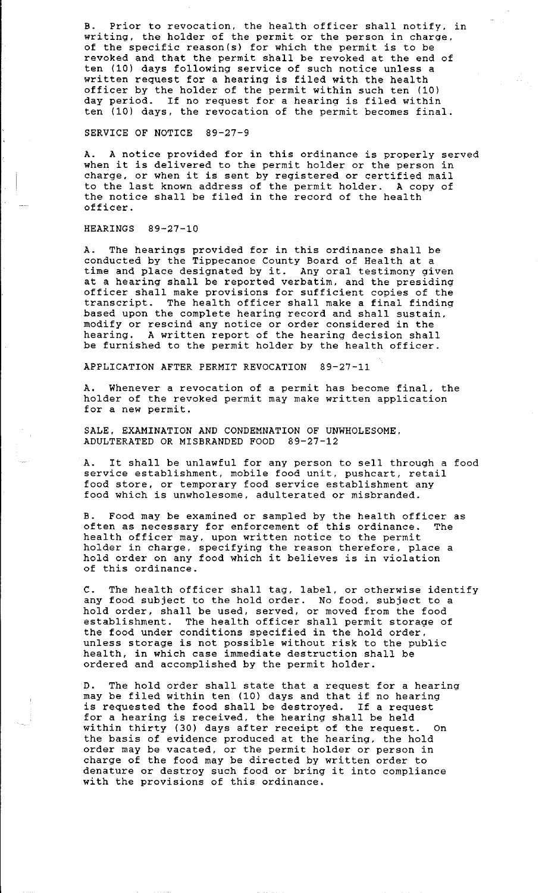B. Prior to revocation, the health officer shall notify, in writing, the holder of the permit or the person in charge, of the specific reason(s) for which the permit is to be revoked and that the permit shall be revoked at the end of ten (10) days following service of such notice unless a written request for a hearing is filed with the health officer by the holder of the permit within such ten (10) day period. If no request for a hearing is filed within ten (10) days, the revocation of the permit becomes final.

## SERVICE OF NOTICE 89-27-9

A. A notice provided for in this ordinance is properly served when it is delivered to the permit holder or the person in charge, or when it is sent by registered or certified mail to the last known address of the permit holder. A copy of the notice shall be filed in the record of the health officer.

## HEARINGS 89-27-10

A. The hearings provided for in this ordinance shall be conducted by the Tippecanoe County Board of Health at a time and place designated by it. Any oral testimony given at a hearing shall be reported verbatim, and the presiding officer shall make provisions for sufficient copies of the transcript. The health officer shall make a final finding based upon the complete hearing record and shall sustain, modify or rescind any notice or order considered in the hearing. A written report of the hearing decision shall be furnished to the permit holder by the health officer.

## APPLICATION AFTER PERMIT REVOCATION 89-27-11

A. Whenever a revocation of a permit has become final, the holder of the revoked permit may make written application for a new permit.

## SALE, EXAMINATION AND CONDEMNATION OF UNWHOLESOME, ADULTERATED OR MISBRANDED FOOD 89-27-12

A. It shall be unlawful for any person to sell through a food service establishment, mobile food unit, pushcart, retail food store, or temporary food service establishment any food which is unwholesome, adulterated or misbranded.

B. Food may be examined or sampled by the health officer as often as necessary for enforcement of this ordinance. The health officer may, upon written notice to the permit holder in charge, specifying the reason therefore, place a hold order on any food which it believes is in violation of this ordinance.

C. The health officer shall tag, label, or otherwise identify any food subject to the hold order. No food, subject to a hold order, shall be used, served, or moved from the food establishment. The health officer shall permit storage of the food under conditions specified in the hold order, unless storage is not possible without risk to the public health, in which case immediate destruction shall be ordered and accomplished by the permit holder.

D. The hold order shall state that a request for a hearing may be filed within ten (10) days and that if no hearing is requested the food shall be destroyed. If a request for a hearing is received, the hearing shall be held within thirty (30) days after receipt of the request. On the basis of evidence produced at the hearing, the hold order may be vacated, or the permit holder or person in charge of the food may be directed by written order to denature or destroy such food or bring it into compliance with the provisions of this ordinance.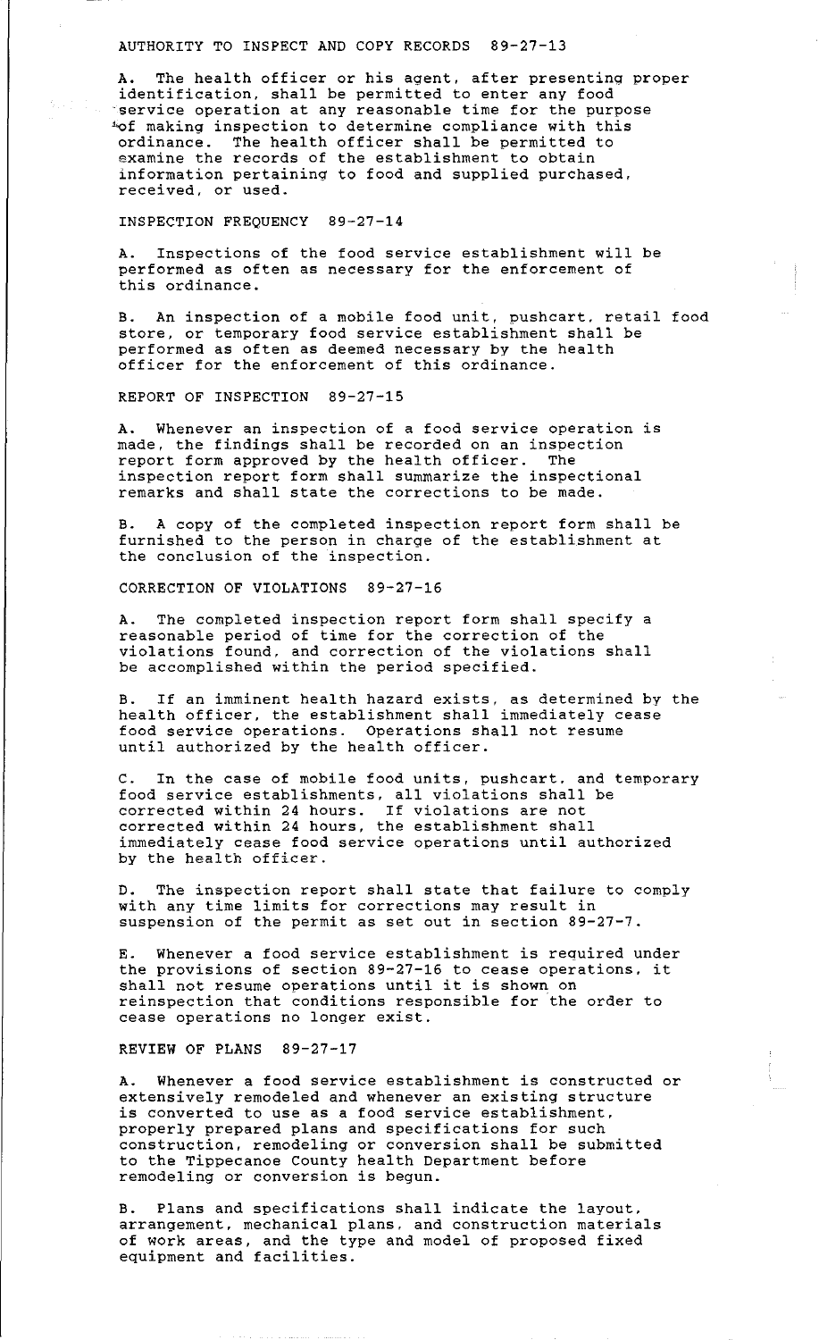## AUTHORITY TO INSPECT AND COPY RECORDS 89-27-13

A. The health officer or his agent, after presenting proper identification, shall be permitted to enter any food service operation at any reasonable time for the purpose of making inspection to determine compliance with this ordinance. The health officer shall be permitted to examine the records of the establishment to obtain information pertaining to food and supplied purchased, received, or used.

## INSPECTION FREQUENCY 89-27-14

A. Inspections of the food service establishment will be performed as often as necessary for the enforcement of this ordinance.

B. An inspection of a mobile food unit, pushcart, retail food store, or temporary food service establishment shall be performed as often as deemed necessary by the health officer for the enforcement of this ordinance.

## REPORT OF INSPECTION 89-27-15

A. Whenever an inspection of a food service operation is made, the findings shall be recorded on an inspection report form approved by the health officer. The inspection report form shall summarize the inspectional remarks and shall state the corrections to be made.

B. A copy of the completed inspection report form shall be furnished to the person in charge of the establishment at the conclusion of the inspection.

## CORRECTION OF VIOLATIONS 89-27-16

A. The completed inspection report form shall specify a reasonable period of time for the correction of the violations found, and correction of the violations shall be accomplished within the period specified.

B. If an imminent health hazard exists, as determined by the health officer, the establishment shall immediately cease food service operations. Operations shall not resume until authorized by the health officer.

C. In the case of mobile food units, pushcart, and temporary food service establishments, all violations shall be corrected within 24 hours. If violations are not corrected within 24 hours, the establishment shall immediately cease food service operations until authorized by the health officer.

D. The inspection report shall state that failure to comply with any time limits for corrections may result in suspension of the permit as set out in section 89-27-7.

E. Whenever a food service establishment is required under the provisions of section 89-27-16 to cease operations, it shall not resume operations until it is shown on reinspection that conditions responsible for the order to cease operations no longer exist.

## REVIEW OF PLANS 89-27-17

A. Whenever a food service establishment is constructed or extensively remodeled and whenever an existing structure is converted to use as a food service establishment, properly prepared plans and specifications for such construction, remodeling or conversion shall be submitted to the Tippecanoe County health Department before remodeling or conversion is begun.

B. Plans and specifications shall indicate the layout, arrangement, mechanical plans, and construction materials of work areas, and the type and model of proposed fixed equipment and facilities.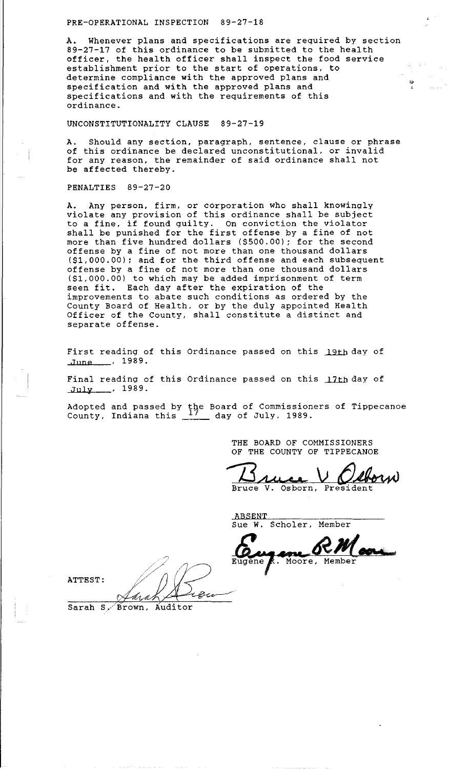PRE-OPERATIONAL INSPECTION 89-27-18

A. Whenever plans and specifications are required by section 89-27-17 of this ordinance to be submitted to the health officer, the health officer shall inspect the food service establishment prior to the start of operations, to determine compliance with the approved plans and specification and with the approved plans and specifications and with the requirements of this ordinance.

UNCONSTITUTIONALITY CLAUSE 89-27-19

A. Should any section, paragraph, sentence, clause or phrase of this ordinance be declared unconstitutional, or invalid for any reason, the remainder of said ordinance shall not be affected thereby.

PENALTIES 89-27-20

A. Any person, firm, or corporation who shall knowingly violate any provision of this ordinance shall be subject to a fine, if found guilty. On conviction the violator shall be punished for the first offense by a fine of not more than five hundred dollars ($500.00); for the second offense by a fine of not more than one thousand dollars ($1,000.00); and for the third offense and each subsequent offense by a fine of not more than one thousand dollars ($1,000.00) to which may be added imprisonment of term seen fit. Each day after the expiration of the improvements to abate such conditions as ordered by the County Board of Health, or by the duly appointed Health Officer of the County, shall constitute a distinct and separate offense.

First reading of this Ordinance passed on this 19th day of June, 1989.

Final reading of this Ordinance passed on this 17th day of July, 1989.

Adopted and passed by the Board of Commissioners of Tippecanoe County, Indiana this 17 day of July, 1989.

THE BOARD OF COMMISSIONERS
OF THE COUNTY OF TIPPECANOE

Bruce V. Osborn, President

ABSENT
Sue W. Scholer, Member

Eugene R. Moore, Member

ATTEST:

Sarah S. Brown, Auditor